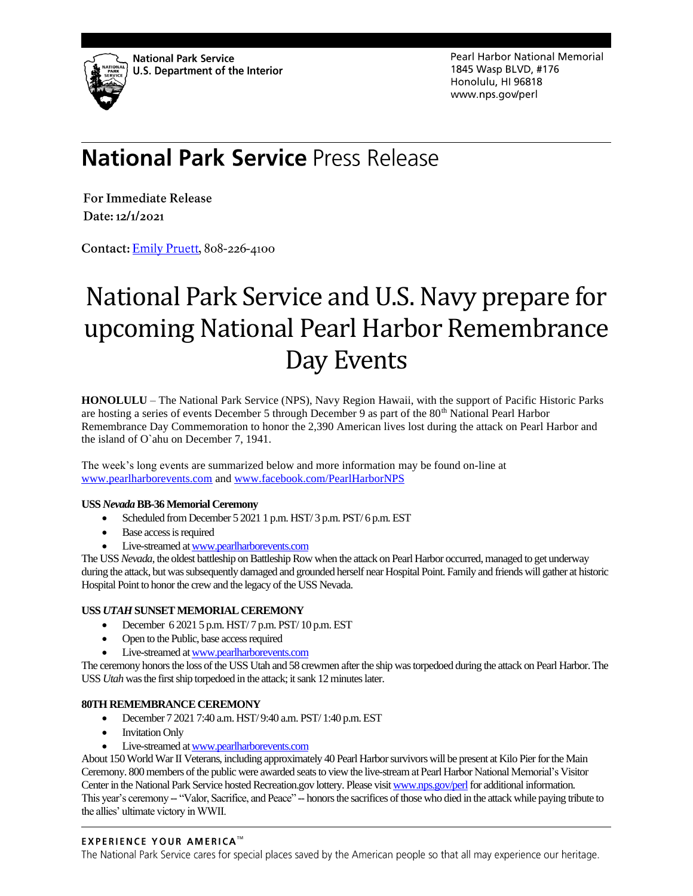National Park Service
U.S. Department of the Interior

Pearl Harbor National Memorial
1845 Wasp BLVD, #176
Honolulu, HI 96818
www.nps.gov/perl

# **National Park Service** Press Release

**For Immediate Release**
**Date: 12/1/2021**

**Contact:** [Emily Pruett](), 808-226-4100

# National Park Service and U.S. Navy prepare for upcoming National Pearl Harbor Remembrance Day Events

**HONOLULU** – The National Park Service (NPS), Navy Region Hawaii, with the support of Pacific Historic Parks are hosting a series of events December 5 through December 9 as part of the 80th National Pearl Harbor Remembrance Day Commemoration to honor the 2,390 American lives lost during the attack on Pearl Harbor and the island of O`ahu on December 7, 1941.

The week's long events are summarized below and more information may be found on-line at www.pearlharborevents.com and www.facebook.com/PearlHarborNPS

**USS *Nevada* BB-36 Memorial Ceremony**

- Scheduled from December 5 2021 1 p.m. HST/ 3 p.m. PST/ 6 p.m. EST
- Base access is required
- Live-streamed at www.pearlharborevents.com

The USS *Nevada*, the oldest battleship on Battleship Row when the attack on Pearl Harbor occurred, managed to get underway during the attack, but was subsequently damaged and grounded herself near Hospital Point. Family and friends will gather at historic Hospital Point to honor the crew and the legacy of the USS Nevada.

**USS *UTAH* SUNSET MEMORIAL CEREMONY**

- December 6 2021 5 p.m. HST/ 7 p.m. PST/ 10 p.m. EST
- Open to the Public, base access required
- Live-streamed at www.pearlharborevents.com

The ceremony honors the loss of the USS Utah and 58 crewmen after the ship was torpedoed during the attack on Pearl Harbor. The USS *Utah* was the first ship torpedoed in the attack; it sank 12 minutes later.

**80TH REMEMBRANCE CEREMONY**

- December 7 2021 7:40 a.m. HST/ 9:40 a.m. PST/ 1:40 p.m. EST
- Invitation Only
- Live-streamed at www.pearlharborevents.com

About 150 World War II Veterans, including approximately 40 Pearl Harbor survivors will be present at Kilo Pier for the Main Ceremony. 800 members of the public were awarded seats to view the live-stream at Pearl Harbor National Memorial's Visitor Center in the National Park Service hosted Recreation.gov lottery. Please visit www.nps.gov/perl for additional information. This year's ceremony -- "Valor, Sacrifice, and Peace" -- honors the sacrifices of those who died in the attack while paying tribute to the allies' ultimate victory in WWII.

EXPERIENCE YOUR AMERICA™
The National Park Service cares for special places saved by the American people so that all may experience our heritage.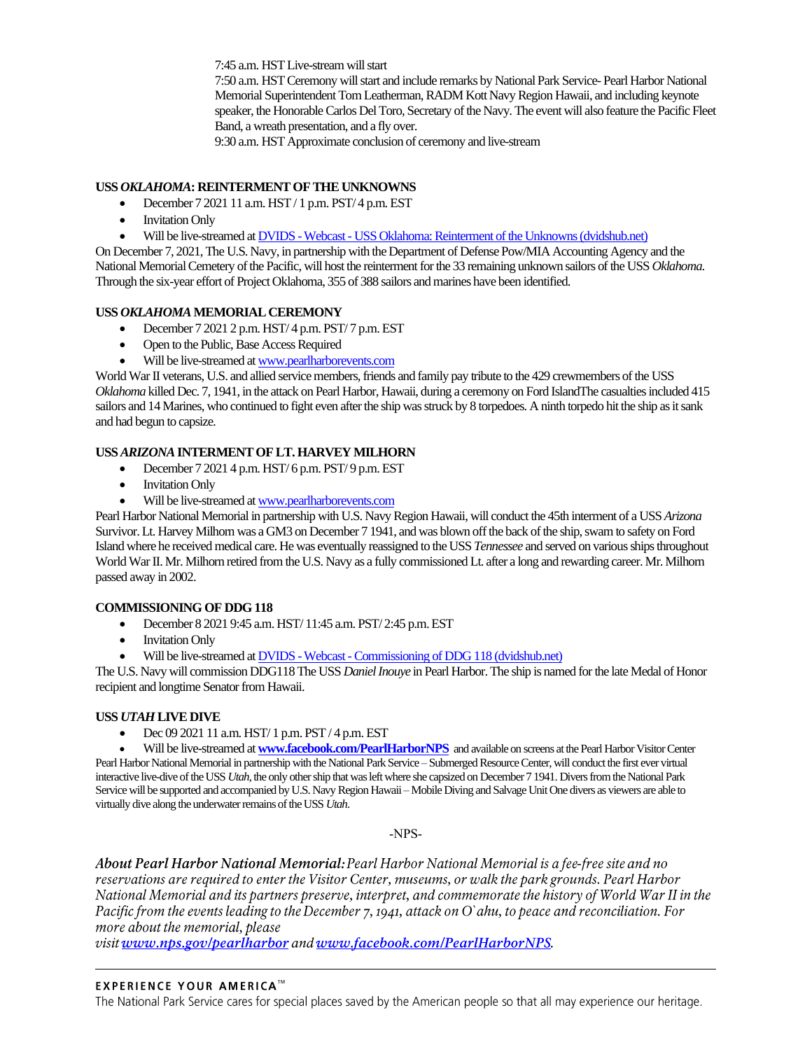7:45 a.m. HST Live-stream will start

7:50 a.m. HST Ceremony will start and include remarks by National Park Service- Pearl Harbor National Memorial Superintendent Tom Leatherman, RADM Kott Navy Region Hawaii, and including keynote speaker, the Honorable Carlos Del Toro, Secretary of the Navy. The event will also feature the Pacific Fleet Band, a wreath presentation, and a fly over.

9:30 a.m. HST Approximate conclusion of ceremony and live-stream

**USS *OKLAHOMA*: REINTERMENT OF THE UNKNOWNS**

- December 7 2021 11 a.m. HST / 1 p.m. PST/ 4 p.m. EST
- Invitation Only
- Will be live-streamed at [DVIDS - Webcast - USS Oklahoma: Reinterment of the Unknowns (dvidshub.net)](dvidshub.net)

On December 7, 2021, The U.S. Navy, in partnership with the Department of Defense Pow/MIA Accounting Agency and the National Memorial Cemetery of the Pacific, will host the reinterment for the 33 remaining unknown sailors of the USS *Oklahoma.* Through the six-year effort of Project Oklahoma, 355 of 388 sailors and marines have been identified.

**USS *OKLAHOMA* MEMORIAL CEREMONY**

- December 7 2021 2 p.m. HST/ 4 p.m. PST/ 7 p.m. EST
- Open to the Public, Base Access Required
- Will be live-streamed at [www.pearlharborevents.com](www.pearlharborevents.com)

World War II veterans, U.S. and allied service members, friends and family pay tribute to the 429 crewmembers of the USS *Oklahoma* killed Dec. 7, 1941, in the attack on Pearl Harbor, Hawaii, during a ceremony on Ford IslandThe casualties included 415 sailors and 14 Marines, who continued to fight even after the ship was struck by 8 torpedoes. A ninth torpedo hit the ship as it sank and had begun to capsize.

**USS *ARIZONA* INTERMENT OF LT. HARVEY MILHORN**

- December 7 2021 4 p.m. HST/ 6 p.m. PST/ 9 p.m. EST
- Invitation Only
- Will be live-streamed at [www.pearlharborevents.com](www.pearlharborevents.com)

Pearl Harbor National Memorial in partnership with U.S. Navy Region Hawaii, will conduct the 45th interment of a USS *Arizona* Survivor. Lt. Harvey Milhorn was a GM3 on December 7 1941, and was blown off the back of the ship, swam to safety on Ford Island where he received medical care. He was eventually reassigned to the USS *Tennessee* and served on various ships throughout World War II. Mr. Milhorn retired from the U.S. Navy as a fully commissioned Lt. after a long and rewarding career. Mr. Milhorn passed away in 2002.

**COMMISSIONING OF DDG 118**

- December 8 2021 9:45 a.m. HST/ 11:45 a.m. PST/ 2:45 p.m. EST
- Invitation Only
- Will be live-streamed at [DVIDS - Webcast - Commissioning of DDG 118 (dvidshub.net)](dvidshub.net)

The U.S. Navy will commission DDG118 The USS *Daniel Inouye* in Pearl Harbor. The ship is named for the late Medal of Honor recipient and longtime Senator from Hawaii.

**USS *UTAH* LIVE DIVE**

- Dec 09 2021 11 a.m. HST/ 1 p.m. PST / 4 p.m. EST
- Will be live-streamed at **[www.facebook.com/PearlHarborNPS](www.facebook.com/PearlHarborNPS)** and available on screens at the Pearl Harbor Visitor Center

Pearl Harbor National Memorial in partnership with the National Park Service – Submerged Resource Center, will conduct the first ever virtual interactive live-dive of the USS *Utah*, the only other ship that was left where she capsized on December 7 1941. Divers from the National Park Service will be supported and accompanied by U.S. Navy Region Hawaii – Mobile Diving and Salvage Unit One divers as viewers are able to virtually dive along the underwater remains of the USS *Utah*.

-NPS-

***About Pearl Harbor National Memorial:*** *Pearl Harbor National Memorial is a fee-free site and no reservations are required to enter the Visitor Center, museums, or walk the park grounds. Pearl Harbor National Memorial and its partners preserve, interpret, and commemorate the history of World War II in the Pacific from the events leading to the December 7, 1941, attack on O`ahu, to peace and reconciliation. For more about the memorial, please visit* ***[www.nps.gov/pearlharbor](www.nps.gov/pearlharbor)*** *and* ***[www.facebook.com/PearlHarborNPS](www.facebook.com/PearlHarborNPS)****.*

---

EXPERIENCE YOUR AMERICA™

The National Park Service cares for special places saved by the American people so that all may experience our heritage.